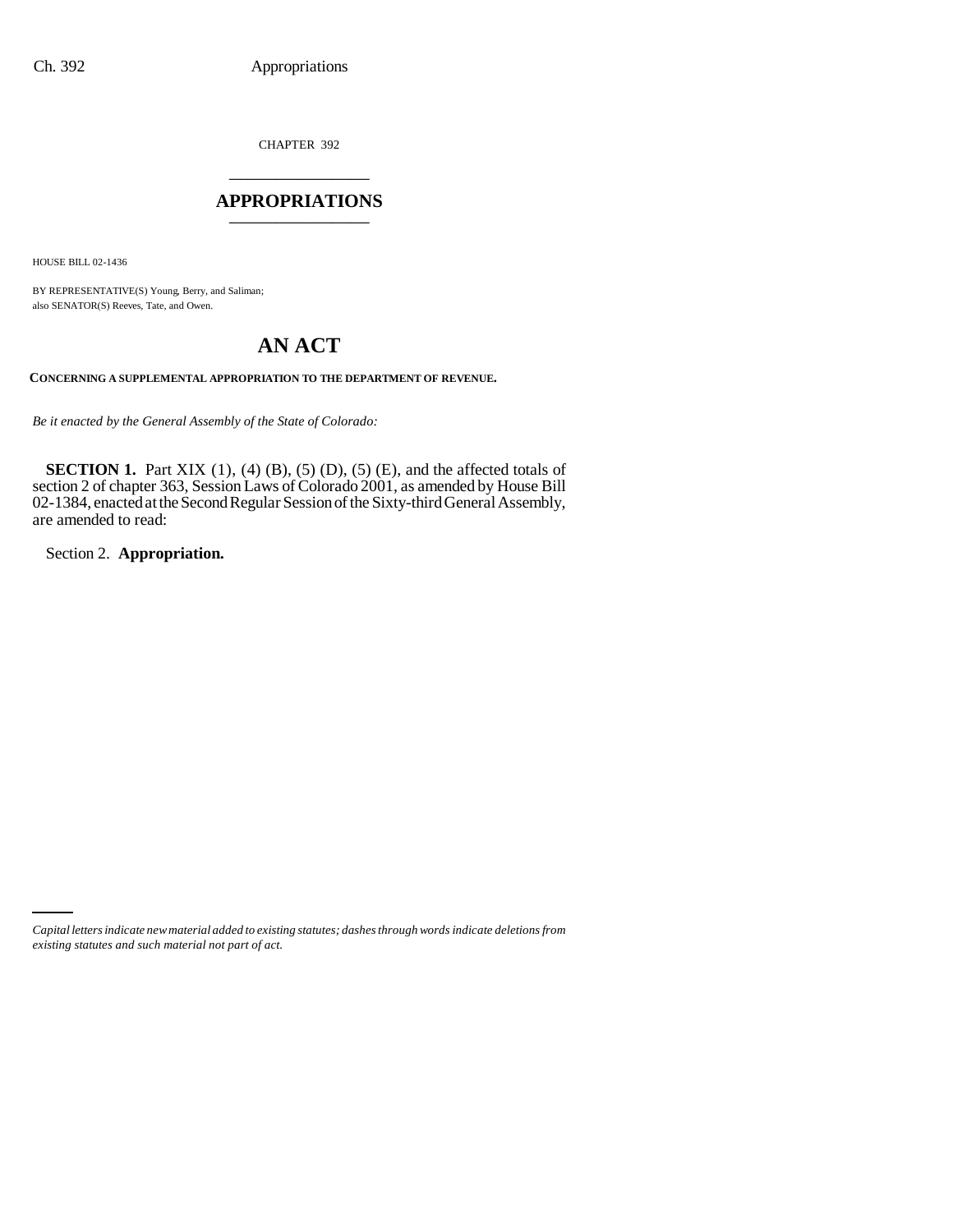CHAPTER 392

# APPROPRIATIONS

HOUSE BILL 02-1436

BY REPRESENTATIVE(S) Young, Berry, and Saliman;
also SENATOR(S) Reeves, Tate, and Owen.

## AN ACT

**CONCERNING A SUPPLEMENTAL APPROPRIATION TO THE DEPARTMENT OF REVENUE.**

*Be it enacted by the General Assembly of the State of Colorado:*

**SECTION 1.** Part XIX (1), (4) (B), (5) (D), (5) (E), and the affected totals of section 2 of chapter 363, Session Laws of Colorado 2001, as amended by House Bill 02-1384, enacted at the Second Regular Session of the Sixty-third General Assembly, are amended to read:

Section 2. **Appropriation.**

*Capital letters indicate new material added to existing statutes; dashes through words indicate deletions from existing statutes and such material not part of act.*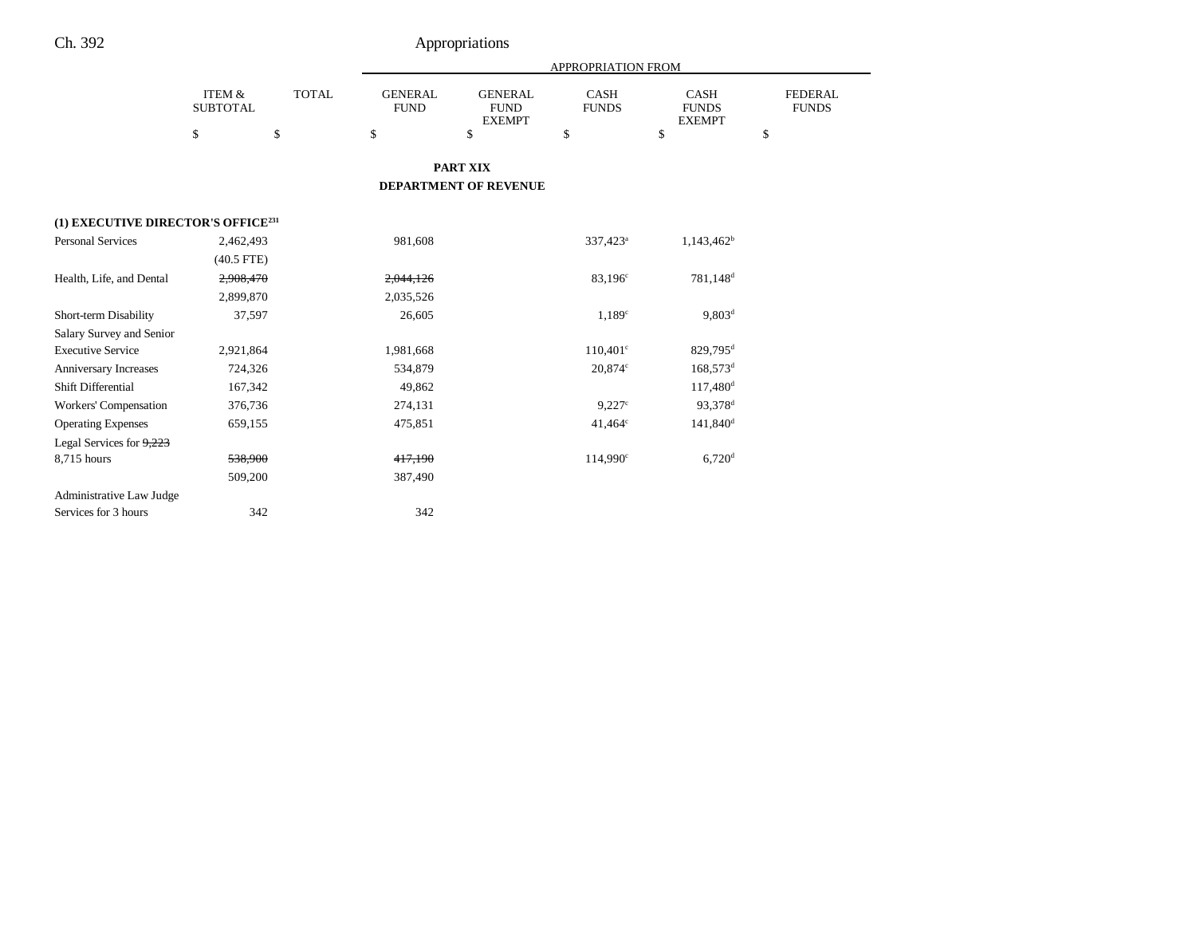| | ITEM & SUBTOTAL | TOTAL | APPROPRIATION FROM GENERAL FUND | GENERAL FUND EXEMPT | CASH FUNDS | CASH FUNDS EXEMPT | FEDERAL FUNDS |
|---|---|---|---|---|---|---|---|
| | $ | $ | $ | $ | $ | $ | $ |

**PART XIX**

**DEPARTMENT OF REVENUE**

| | ITEM & SUBTOTAL | TOTAL | GENERAL FUND | GENERAL FUND EXEMPT | CASH FUNDS | CASH FUNDS EXEMPT | FEDERAL FUNDS |
|---|---|---|---|---|---|---|---|
| **(1) EXECUTIVE DIRECTOR'S OFFICE[231]** | | | | | | | |
| Personal Services | 2,462,493 | | 981,608 | | 337,423[a] | 1,143,462[b] | |
| | (40.5 FTE) | | | | | | |
| Health, Life, and Dental | ~~2,908,470~~ | | ~~2,044,126~~ | | 83,196[c] | 781,148[d] | |
| | 2,899,870 | | 2,035,526 | | | | |
| Short-term Disability | 37,597 | | 26,605 | | 1,189[c] | 9,803[d] | |
| Salary Survey and Senior Executive Service | 2,921,864 | | 1,981,668 | | 110,401[c] | 829,795[d] | |
| Anniversary Increases | 724,326 | | 534,879 | | 20,874[c] | 168,573[d] | |
| Shift Differential | 167,342 | | 49,862 | | | 117,480[d] | |
| Workers' Compensation | 376,736 | | 274,131 | | 9,227[c] | 93,378[d] | |
| Operating Expenses | 659,155 | | 475,851 | | 41,464[c] | 141,840[d] | |
| Legal Services for ~~9,223~~ 8,715 hours | ~~538,900~~ | | ~~417,190~~ | | 114,990[c] | 6,720[d] | |
| | 509,200 | | 387,490 | | | | |
| Administrative Law Judge Services for 3 hours | 342 | | 342 | | | | |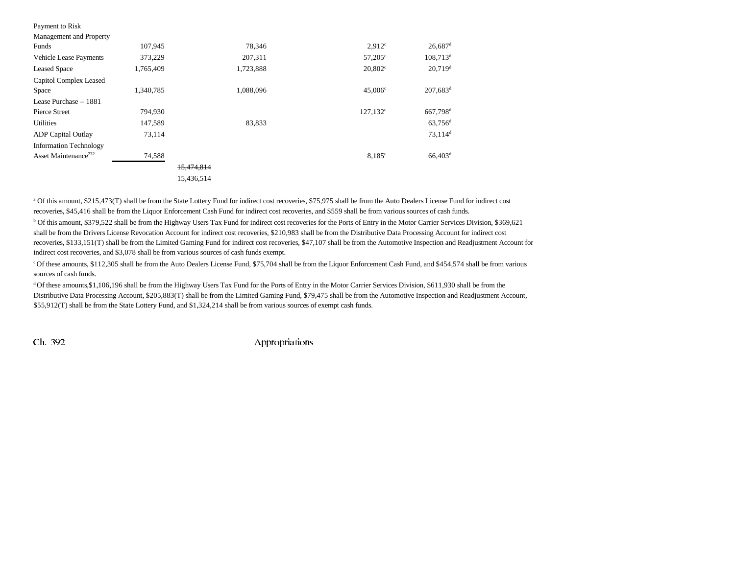| | | | | | |
|---|---|---|---|---|---|
| Payment to Risk Management and Property Funds | 107,945 | | 78,346 | 2,912[c] | 26,687[d] |
| Vehicle Lease Payments | 373,229 | | 207,311 | 57,205[c] | 108,713[d] |
| Leased Space | 1,765,409 | | 1,723,888 | 20,802[c] | 20,719[d] |
| Capitol Complex Leased Space | 1,340,785 | | 1,088,096 | 45,006[c] | 207,683[d] |
| Lease Purchase -- 1881 Pierce Street | 794,930 | | | 127,132[c] | 667,798[d] |
| Utilities | 147,589 | | 83,833 | | 63,756[d] |
| ADP Capital Outlay | 73,114 | | | | 73,114[d] |
| Information Technology Asset Maintenance[232] | 74,588 | | | 8,185[c] | 66,403[d] |
| | | ~~15,474,814~~ | | | |
| | | 15,436,514 | | | |

[a] Of this amount, $215,473(T) shall be from the State Lottery Fund for indirect cost recoveries, $75,975 shall be from the Auto Dealers License Fund for indirect cost recoveries, $45,416 shall be from the Liquor Enforcement Cash Fund for indirect cost recoveries, and $559 shall be from various sources of cash funds.

[b] Of this amount, $379,522 shall be from the Highway Users Tax Fund for indirect cost recoveries for the Ports of Entry in the Motor Carrier Services Division, $369,621 shall be from the Drivers License Revocation Account for indirect cost recoveries, $210,983 shall be from the Distributive Data Processing Account for indirect cost recoveries, $133,151(T) shall be from the Limited Gaming Fund for indirect cost recoveries, $47,107 shall be from the Automotive Inspection and Readjustment Account for indirect cost recoveries, and $3,078 shall be from various sources of cash funds exempt.

[c] Of these amounts, $112,305 shall be from the Auto Dealers License Fund, $75,704 shall be from the Liquor Enforcement Cash Fund, and $454,574 shall be from various sources of cash funds.

[d] Of these amounts,$1,106,196 shall be from the Highway Users Tax Fund for the Ports of Entry in the Motor Carrier Services Division, $611,930 shall be from the Distributive Data Processing Account, $205,883(T) shall be from the Limited Gaming Fund, $79,475 shall be from the Automotive Inspection and Readjustment Account, $55,912(T) shall be from the State Lottery Fund, and $1,324,214 shall be from various sources of exempt cash funds.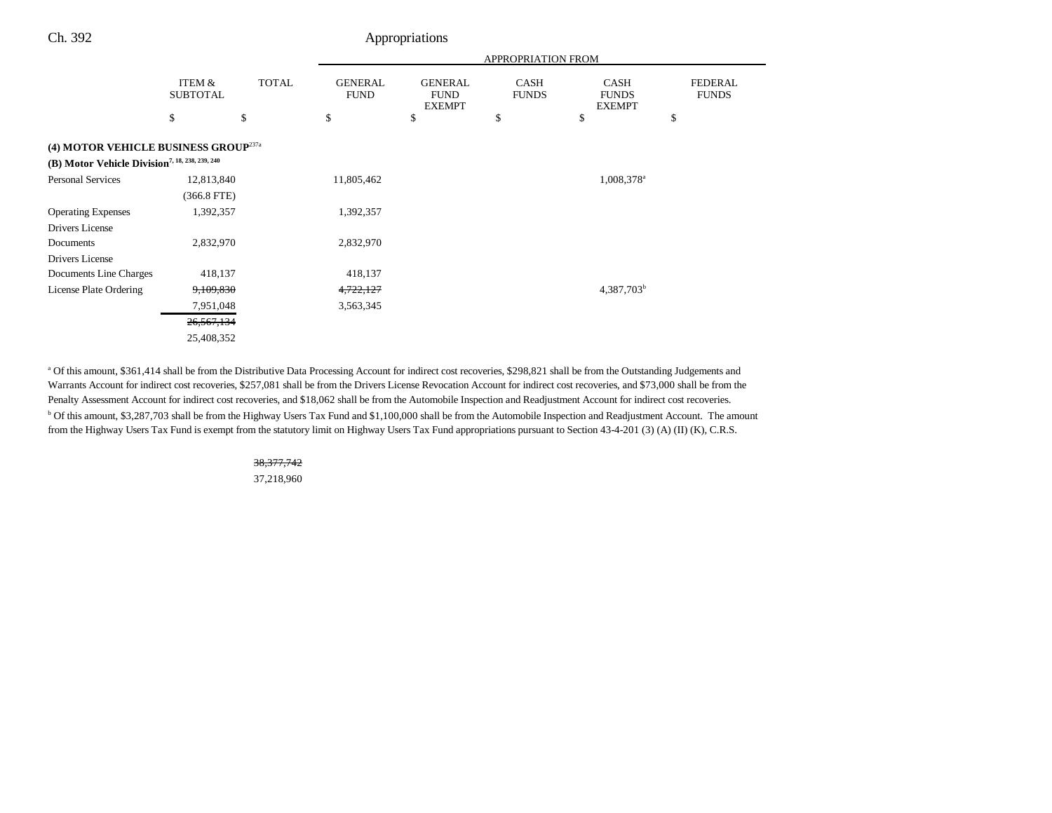| | ITEM & SUBTOTAL | TOTAL | GENERAL FUND | GENERAL FUND EXEMPT | CASH FUNDS | CASH FUNDS EXEMPT | FEDERAL FUNDS |
|---|---|---|---|---|---|---|---|
| | | | APPROPRIATION FROM | | | | |
| | $ | $ | $ | $ | $ | $ | $ |
| **(4) MOTOR VEHICLE BUSINESS GROUP**[237a] | | | | | | | |
| **(B) Motor Vehicle Division**[7, 18, 238, 239, 240] | | | | | | | |
| Personal Services | 12,813,840 | | 11,805,462 | | | 1,008,378[a] | |
| | (366.8 FTE) | | | | | | |
| Operating Expenses | 1,392,357 | | 1,392,357 | | | | |
| Drivers License Documents | 2,832,970 | | 2,832,970 | | | | |
| Drivers License Documents Line Charges | 418,137 | | 418,137 | | | | |
| License Plate Ordering | ~~9,109,830~~ 7,951,048 | | ~~4,722,127~~ 3,563,345 | | | 4,387,703[b] | |
| | ~~26,567,134~~ 25,408,352 | | | | | | |

[a] Of this amount, $361,414 shall be from the Distributive Data Processing Account for indirect cost recoveries, $298,821 shall be from the Outstanding Judgements and Warrants Account for indirect cost recoveries, $257,081 shall be from the Drivers License Revocation Account for indirect cost recoveries, and $73,000 shall be from the Penalty Assessment Account for indirect cost recoveries, and $18,062 shall be from the Automobile Inspection and Readjustment Account for indirect cost recoveries.

[b] Of this amount, $3,287,703 shall be from the Highway Users Tax Fund and $1,100,000 shall be from the Automobile Inspection and Readjustment Account. The amount from the Highway Users Tax Fund is exempt from the statutory limit on Highway Users Tax Fund appropriations pursuant to Section 43-4-201 (3) (A) (II) (K), C.R.S.

| | ITEM & SUBTOTAL | TOTAL |
|---|---|---|
| | | ~~38,377,742~~ 37,218,960 |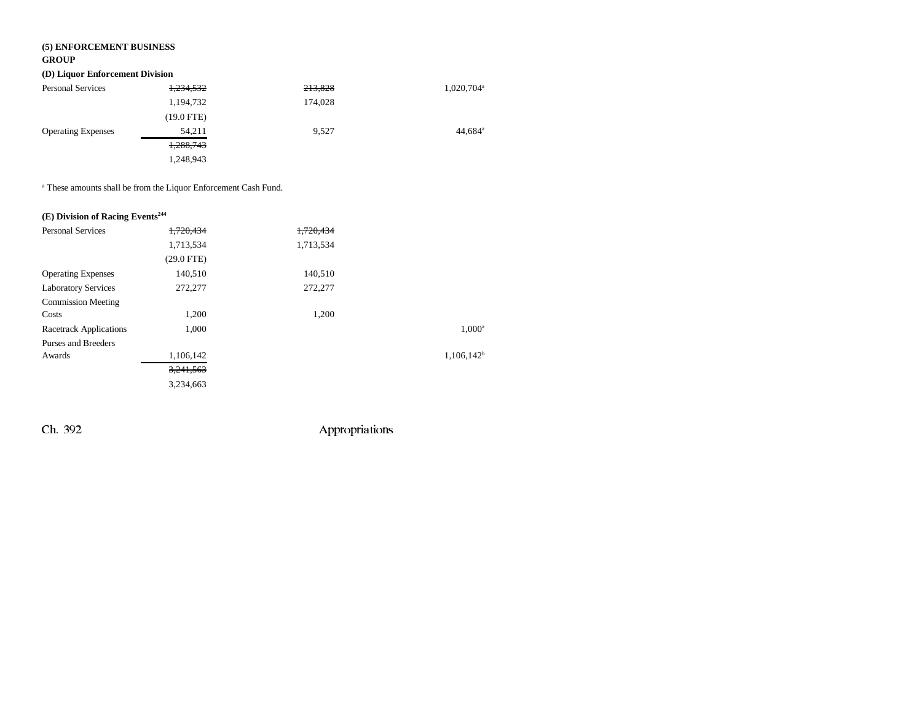**(5) ENFORCEMENT BUSINESS GROUP**

**(D) Liquor Enforcement Division**

| | | | |
|---|---|---|---|
| Personal Services | ~~1,234,532~~ | ~~213,828~~ | 1,020,704[a] |
| | 1,194,732 | 174,028 | |
| | (19.0 FTE) | | |
| Operating Expenses | 54,211 | 9,527 | 44,684[a] |
| | ~~1,288,743~~ | | |
| | 1,248,943 | | |

[a] These amounts shall be from the Liquor Enforcement Cash Fund.

**(E) Division of Racing Events**[244]

| | | | |
|---|---|---|---|
| Personal Services | ~~1,720,434~~ | ~~1,720,434~~ | |
| | 1,713,534 | 1,713,534 | |
| | (29.0 FTE) | | |
| Operating Expenses | 140,510 | 140,510 | |
| Laboratory Services | 272,277 | 272,277 | |
| Commission Meeting Costs | 1,200 | 1,200 | |
| Racetrack Applications | 1,000 | | 1,000[a] |
| Purses and Breeders Awards | 1,106,142 | | 1,106,142[b] |
| | ~~3,241,563~~ | | |
| | 3,234,663 | | |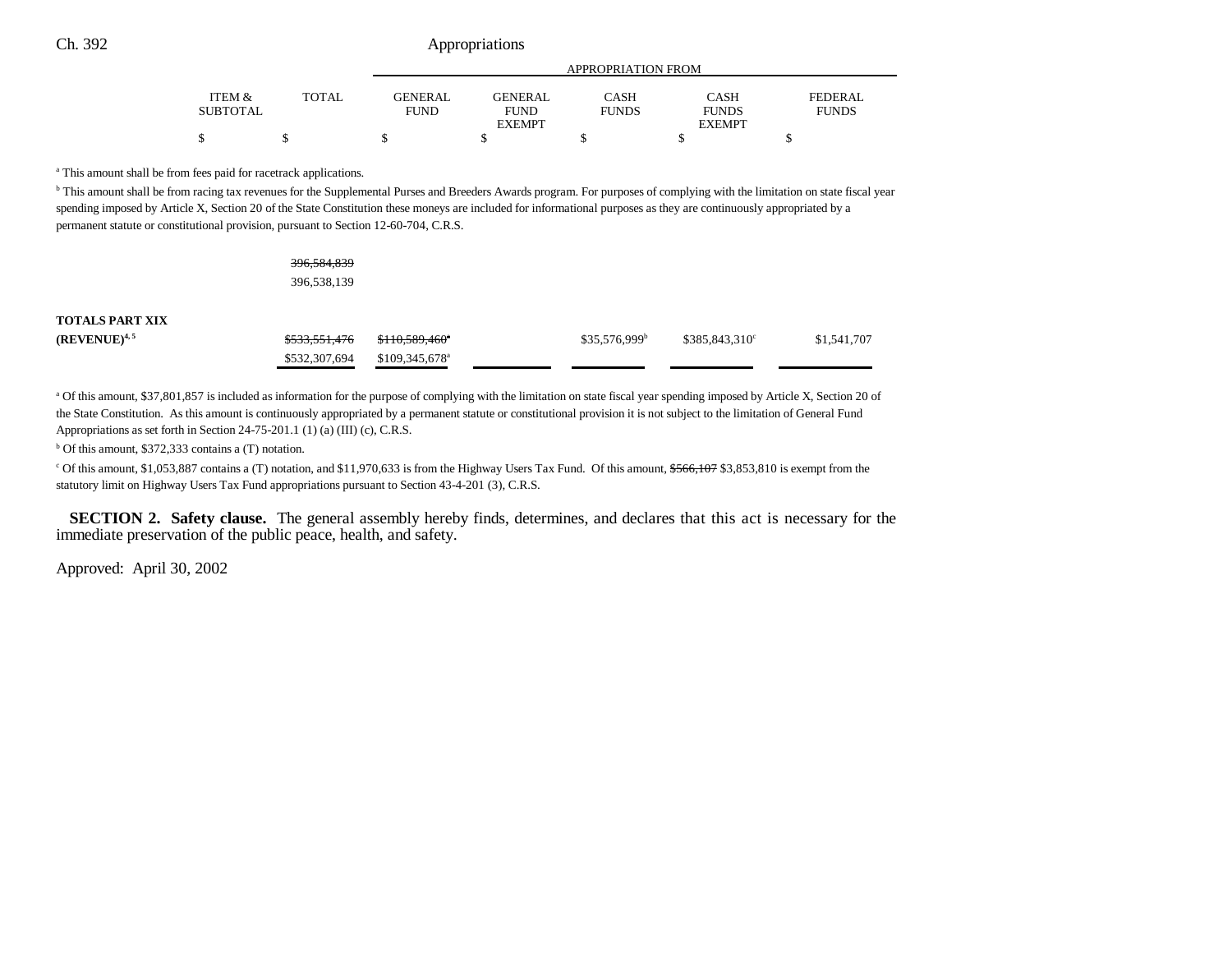| | ITEM & SUBTOTAL | TOTAL | GENERAL FUND | GENERAL FUND EXEMPT | CASH FUNDS | CASH FUNDS EXEMPT | FEDERAL FUNDS |
|---|---|---|---|---|---|---|---|
| | $ | $ | $ | $ | $ | $ | $ |

[a] This amount shall be from fees paid for racetrack applications.

[b] This amount shall be from racing tax revenues for the Supplemental Purses and Breeders Awards program. For purposes of complying with the limitation on state fiscal year spending imposed by Article X, Section 20 of the State Constitution these moneys are included for informational purposes as they are continuously appropriated by a permanent statute or constitutional provision, pursuant to Section 12-60-704, C.R.S.

| | | | | | | | |
|---|---|---|---|---|---|---|---|
| | | ~~396,584,839~~<br>396,538,139 | | | | | |
| **TOTALS PART XIX (REVENUE)**[4, 5] | | ~~$533,551,476~~<br>$532,307,694 | ~~$110,589,460~~[a]<br>$109,345,678[a] | | $35,576,999[b] | $385,843,310[c] | $1,541,707 |

[a] Of this amount, $37,801,857 is included as information for the purpose of complying with the limitation on state fiscal year spending imposed by Article X, Section 20 of the State Constitution. As this amount is continuously appropriated by a permanent statute or constitutional provision it is not subject to the limitation of General Fund Appropriations as set forth in Section 24-75-201.1 (1) (a) (III) (c), C.R.S.

[b] Of this amount, $372,333 contains a (T) notation.

[c] Of this amount, $1,053,887 contains a (T) notation, and $11,970,633 is from the Highway Users Tax Fund. Of this amount, ~~$566,107~~ $3,853,810 is exempt from the statutory limit on Highway Users Tax Fund appropriations pursuant to Section 43-4-201 (3), C.R.S.

**SECTION 2. Safety clause.** The general assembly hereby finds, determines, and declares that this act is necessary for the immediate preservation of the public peace, health, and safety.

Approved: April 30, 2002